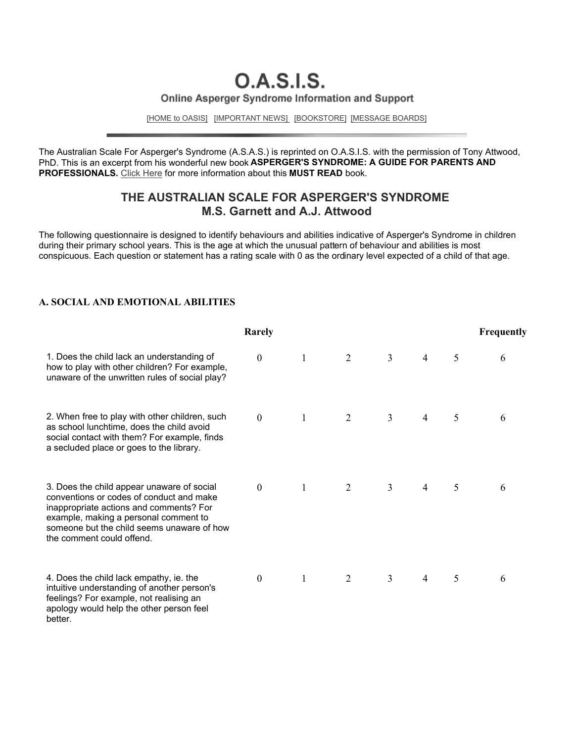# O.A.S.I.S.

## Online Asperger Syndrome Information and Support

[HOME to OASIS] [IMPORTANT NEWS] [BOOKSTORE] [MESSAGE BOARDS]

The Australian Scale For Asperger's Syndrome (A.S.A.S.) is reprinted on O.A.S.I.S. with the permission of Tony Attwood, PhD. This is an excerpt from his wonderful new book **ASPERGER'S SYNDROME: A GUIDE FOR PARENTS AND PROFESSIONALS.** Click Here for more information about this **MUST READ** book.

## THE AUSTRALIAN SCALE FOR ASPERGER'S SYNDROME
## M.S. Garnett and A.J. Attwood

The following questionnaire is designed to identify behaviours and abilities indicative of Asperger's Syndrome in children during their primary school years. This is the age at which the unusual pattern of behaviour and abilities is most conspicuous. Each question or statement has a rating scale with 0 as the ordinary level expected of a child of that age.

### A. SOCIAL AND EMOTIONAL ABILITIES

| | Rarely | | | | | | Frequently |
|---|---|---|---|---|---|---|---|
| 1. Does the child lack an understanding of how to play with other children? For example, unaware of the unwritten rules of social play? | 0 | 1 | 2 | 3 | 4 | 5 | 6 |
| 2. When free to play with other children, such as school lunchtime, does the child avoid social contact with them? For example, finds a secluded place or goes to the library. | 0 | 1 | 2 | 3 | 4 | 5 | 6 |
| 3. Does the child appear unaware of social conventions or codes of conduct and make inappropriate actions and comments? For example, making a personal comment to someone but the child seems unaware of how the comment could offend. | 0 | 1 | 2 | 3 | 4 | 5 | 6 |
| 4. Does the child lack empathy, ie. the intuitive understanding of another person's feelings? For example, not realising an apology would help the other person feel better. | 0 | 1 | 2 | 3 | 4 | 5 | 6 |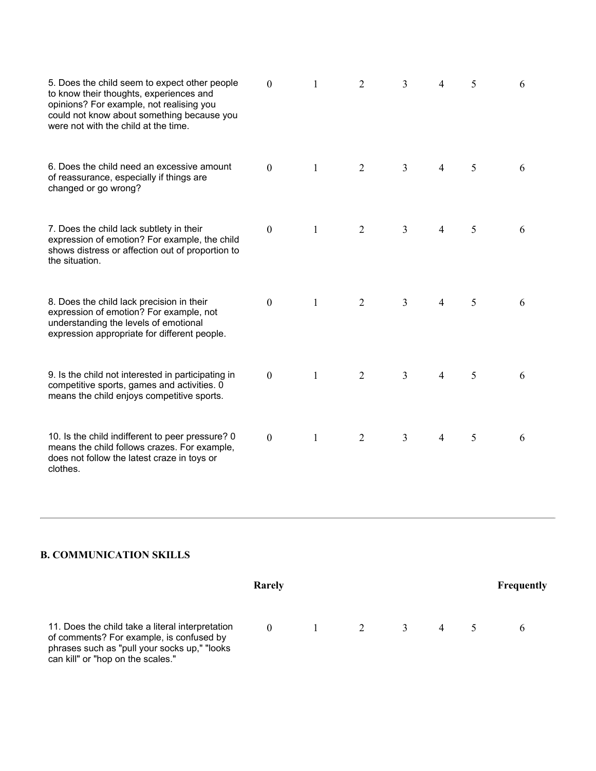| | | | | | | | |
|---|---|---|---|---|---|---|---|
| 5. Does the child seem to expect other people to know their thoughts, experiences and opinions? For example, not realising you could not know about something because you were not with the child at the time. | 0 | 1 | 2 | 3 | 4 | 5 | 6 |
| 6. Does the child need an excessive amount of reassurance, especially if things are changed or go wrong? | 0 | 1 | 2 | 3 | 4 | 5 | 6 |
| 7. Does the child lack subtlety in their expression of emotion? For example, the child shows distress or affection out of proportion to the situation. | 0 | 1 | 2 | 3 | 4 | 5 | 6 |
| 8. Does the child lack precision in their expression of emotion? For example, not understanding the levels of emotional expression appropriate for different people. | 0 | 1 | 2 | 3 | 4 | 5 | 6 |
| 9. Is the child not interested in participating in competitive sports, games and activities. 0 means the child enjoys competitive sports. | 0 | 1 | 2 | 3 | 4 | 5 | 6 |
| 10. Is the child indifferent to peer pressure? 0 means the child follows crazes. For example, does not follow the latest craze in toys or clothes. | 0 | 1 | 2 | 3 | 4 | 5 | 6 |

---

**B. COMMUNICATION SKILLS**

| | Rarely | | | | | | Frequently |
|---|---|---|---|---|---|---|---|
| 11. Does the child take a literal interpretation of comments? For example, is confused by phrases such as "pull your socks up," "looks can kill" or "hop on the scales." | 0 | 1 | 2 | 3 | 4 | 5 | 6 |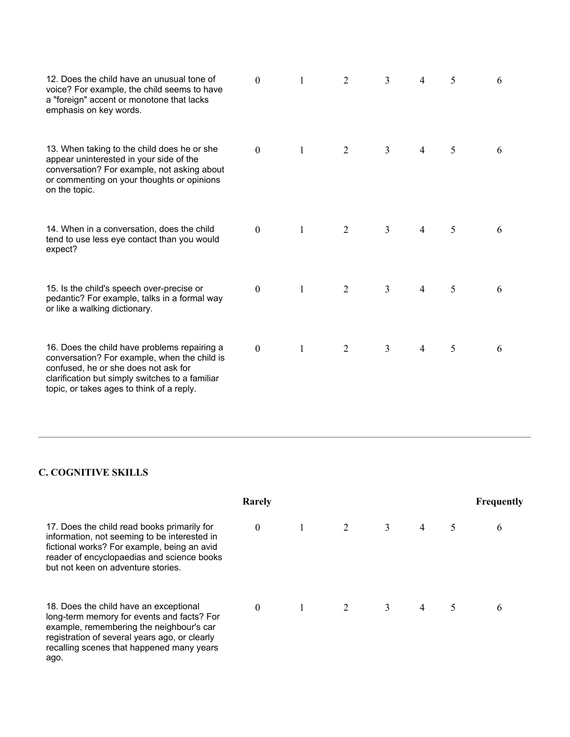| | | | | | | | |
|---|---|---|---|---|---|---|---|
| 12. Does the child have an unusual tone of voice? For example, the child seems to have a "foreign" accent or monotone that lacks emphasis on key words. | 0 | 1 | 2 | 3 | 4 | 5 | 6 |
| 13. When taking to the child does he or she appear uninterested in your side of the conversation? For example, not asking about or commenting on your thoughts or opinions on the topic. | 0 | 1 | 2 | 3 | 4 | 5 | 6 |
| 14. When in a conversation, does the child tend to use less eye contact than you would expect? | 0 | 1 | 2 | 3 | 4 | 5 | 6 |
| 15. Is the child's speech over-precise or pedantic? For example, talks in a formal way or like a walking dictionary. | 0 | 1 | 2 | 3 | 4 | 5 | 6 |
| 16. Does the child have problems repairing a conversation? For example, when the child is confused, he or she does not ask for clarification but simply switches to a familiar topic, or takes ages to think of a reply. | 0 | 1 | 2 | 3 | 4 | 5 | 6 |

---

**C. COGNITIVE SKILLS**

| | Rarely | | | | | | Frequently |
|---|---|---|---|---|---|---|---|
| 17. Does the child read books primarily for information, not seeming to be interested in fictional works? For example, being an avid reader of encyclopaedias and science books but not keen on adventure stories. | 0 | 1 | 2 | 3 | 4 | 5 | 6 |
| 18. Does the child have an exceptional long-term memory for events and facts? For example, remembering the neighbour's car registration of several years ago, or clearly recalling scenes that happened many years ago. | 0 | 1 | 2 | 3 | 4 | 5 | 6 |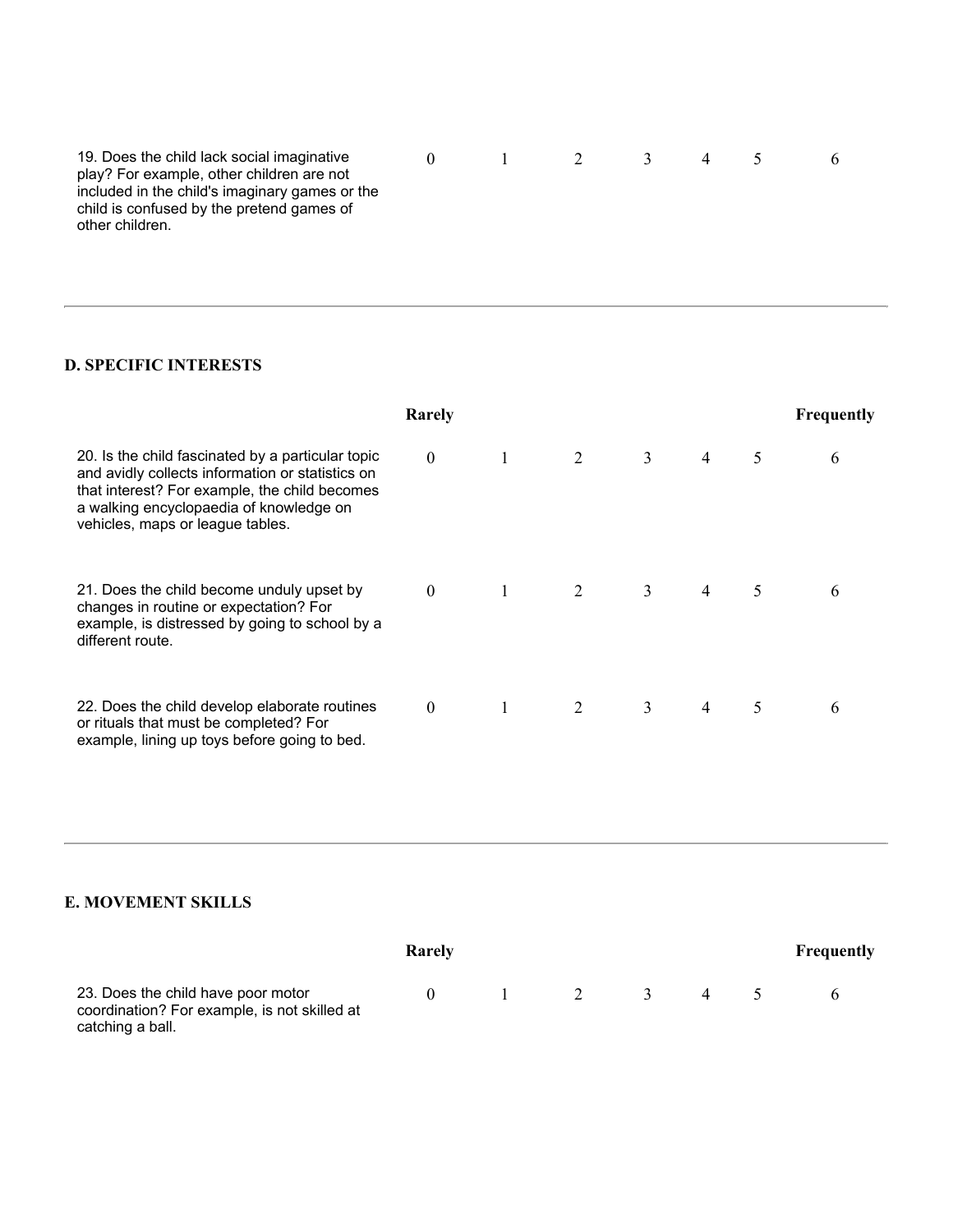| | | | | | | | |
|---|---|---|---|---|---|---|---|
| 19. Does the child lack social imaginative play? For example, other children are not included in the child's imaginary games or the child is confused by the pretend games of other children. | 0 | 1 | 2 | 3 | 4 | 5 | 6 |

---

**D. SPECIFIC INTERESTS**

| | Rarely | | | | | | Frequently |
|---|---|---|---|---|---|---|---|
| 20. Is the child fascinated by a particular topic and avidly collects information or statistics on that interest? For example, the child becomes a walking encyclopaedia of knowledge on vehicles, maps or league tables. | 0 | 1 | 2 | 3 | 4 | 5 | 6 |
| 21. Does the child become unduly upset by changes in routine or expectation? For example, is distressed by going to school by a different route. | 0 | 1 | 2 | 3 | 4 | 5 | 6 |
| 22. Does the child develop elaborate routines or rituals that must be completed? For example, lining up toys before going to bed. | 0 | 1 | 2 | 3 | 4 | 5 | 6 |

---

**E. MOVEMENT SKILLS**

| | Rarely | | | | | | Frequently |
|---|---|---|---|---|---|---|---|
| 23. Does the child have poor motor coordination? For example, is not skilled at catching a ball. | 0 | 1 | 2 | 3 | 4 | 5 | 6 |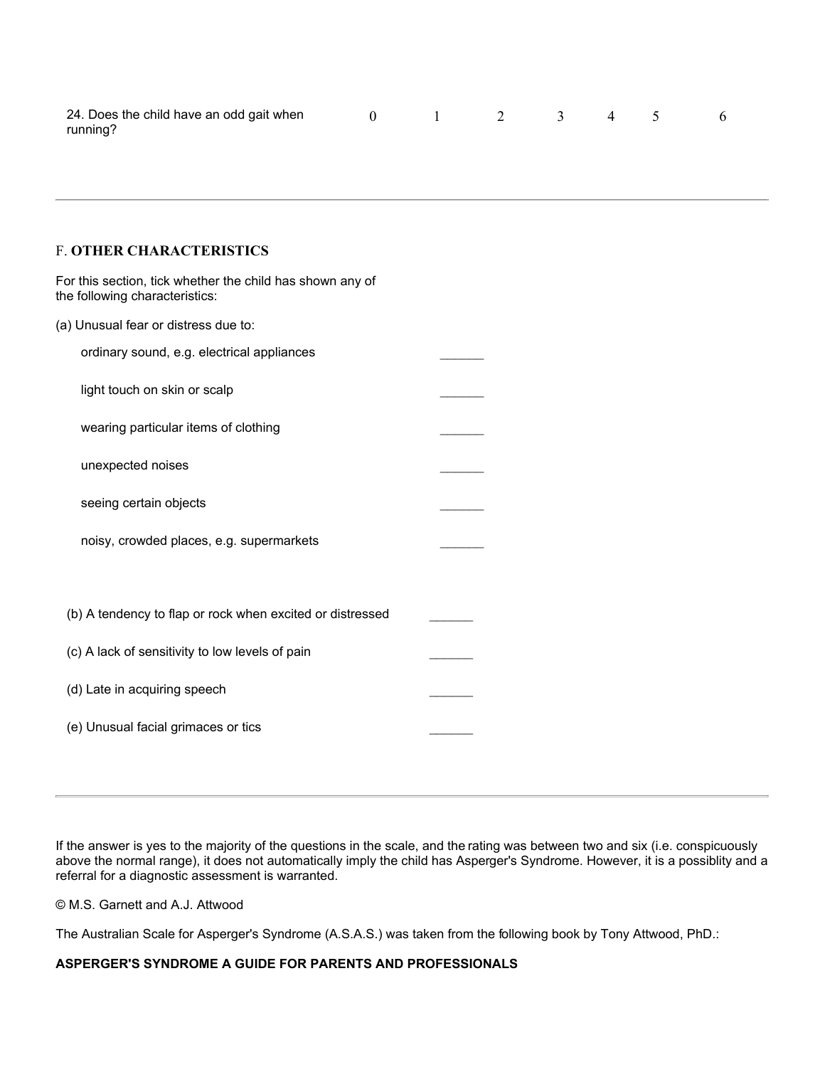| | | | | | | | |
|---|---|---|---|---|---|---|---|
| 24. Does the child have an odd gait when running? | 0 | 1 | 2 | 3 | 4 | 5 | 6 |

---

## F. **OTHER CHARACTERISTICS**

For this section, tick whether the child has shown any of the following characteristics:

(a) Unusual fear or distress due to:

- ordinary sound, e.g. electrical appliances ______
- light touch on skin or scalp ______
- wearing particular items of clothing ______
- unexpected noises ______
- seeing certain objects ______
- noisy, crowded places, e.g. supermarkets ______

(b) A tendency to flap or rock when excited or distressed ______

(c) A lack of sensitivity to low levels of pain ______

(d) Late in acquiring speech ______

(e) Unusual facial grimaces or tics ______

---

If the answer is yes to the majority of the questions in the scale, and the rating was between two and six (i.e. conspicuously above the normal range), it does not automatically imply the child has Asperger's Syndrome. However, it is a possiblity and a referral for a diagnostic assessment is warranted.

© M.S. Garnett and A.J. Attwood

The Australian Scale for Asperger's Syndrome (A.S.A.S.) was taken from the following book by Tony Attwood, PhD.:

**ASPERGER'S SYNDROME A GUIDE FOR PARENTS AND PROFESSIONALS**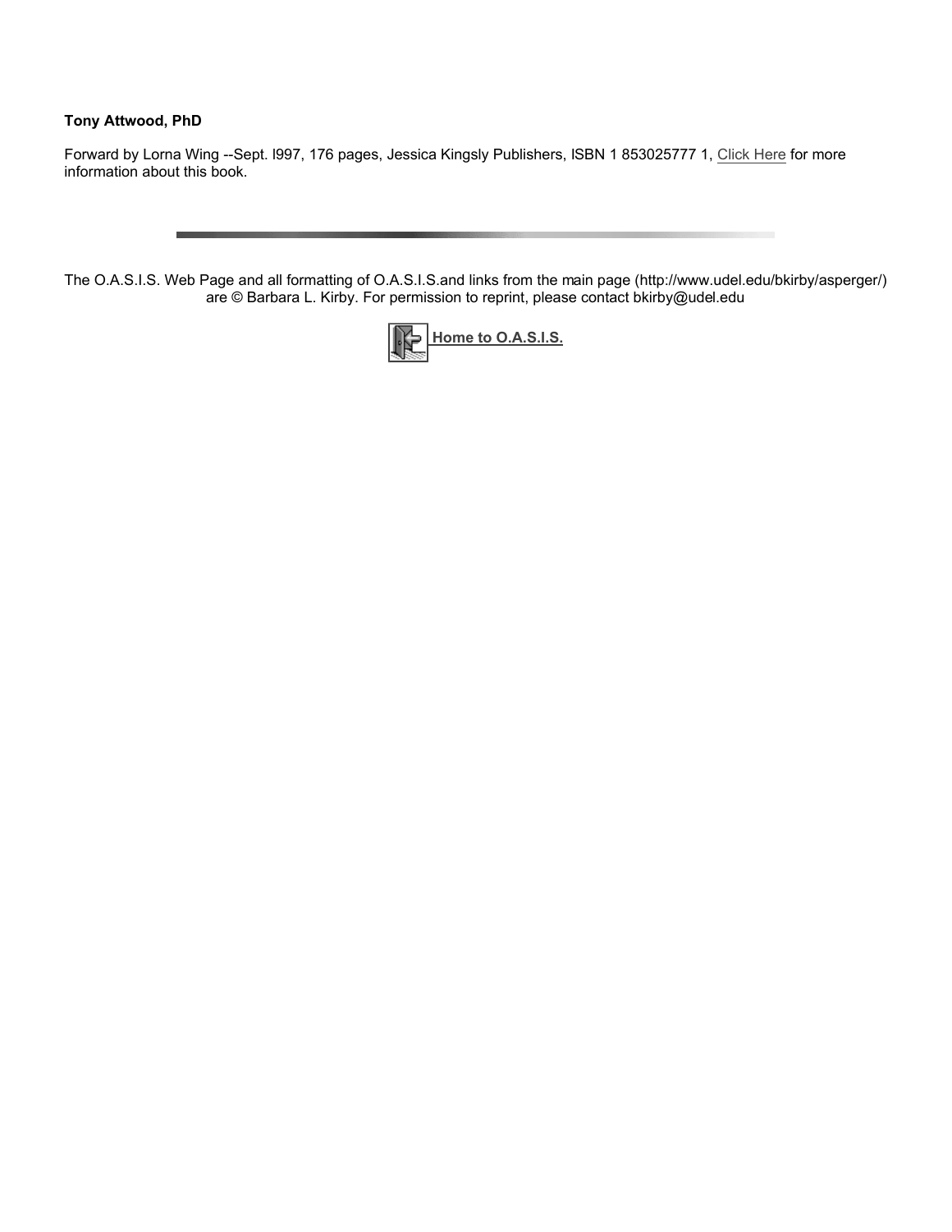**Tony Attwood, PhD**

Forward by Lorna Wing --Sept. l997, 176 pages, Jessica Kingsly Publishers, ISBN 1 853025777 1, Click Here for more information about this book.

---

The O.A.S.I.S. Web Page and all formatting of O.A.S.I.S.and links from the main page (http://www.udel.edu/bkirby/asperger/) are © Barbara L. Kirby. For permission to reprint, please contact bkirby@udel.edu

**Home to O.A.S.I.S.**